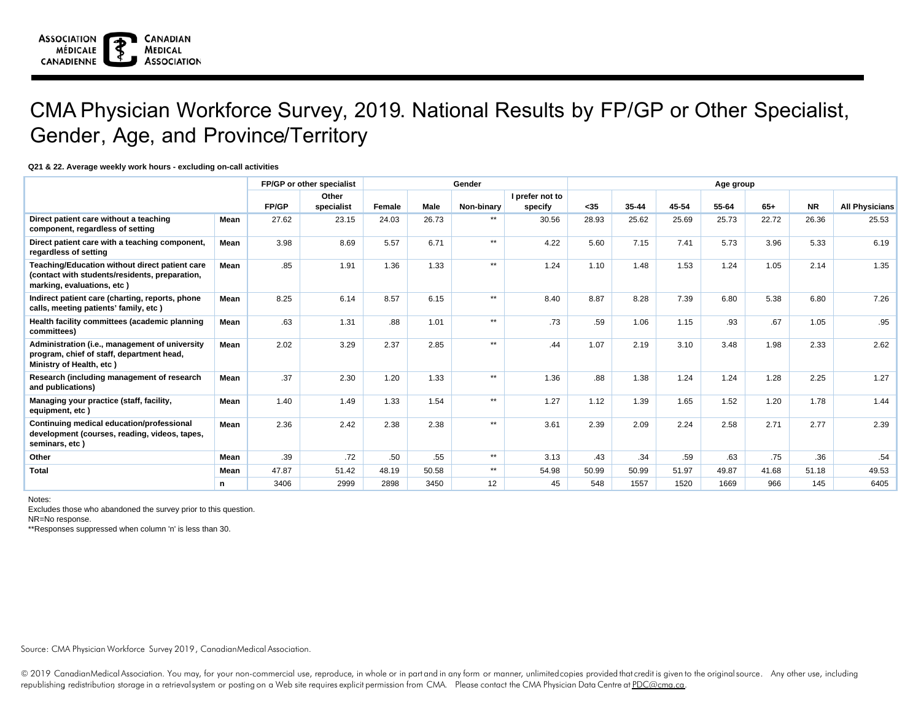# CMA Physician Workforce Survey, 2019. National Results by FP/GP or Other Specialist, Gender, Age, and Province/Territory

**Q21 & 22. Average weekly work hours - excluding on-call activities**

| | | FP/GP or other specialist | | Gender | | | | Age group | | | | | | |
|---|---|---|---|---|---|---|---|---|---|---|---|---|---|---|
| | | FP/GP | Other specialist | Female | Male | Non-binary | I prefer not to specify | <35 | 35-44 | 45-54 | 55-64 | 65+ | NR | All Physicians |
| **Direct patient care without a teaching component, regardless of setting** | **Mean** | 27.62 | 23.15 | 24.03 | 26.73 | ** | 30.56 | 28.93 | 25.62 | 25.69 | 25.73 | 22.72 | 26.36 | 25.53 |
| **Direct patient care with a teaching component, regardless of setting** | **Mean** | 3.98 | 8.69 | 5.57 | 6.71 | ** | 4.22 | 5.60 | 7.15 | 7.41 | 5.73 | 3.96 | 5.33 | 6.19 |
| **Teaching/Education without direct patient care (contact with students/residents, preparation, marking, evaluations, etc )** | **Mean** | .85 | 1.91 | 1.36 | 1.33 | ** | 1.24 | 1.10 | 1.48 | 1.53 | 1.24 | 1.05 | 2.14 | 1.35 |
| **Indirect patient care (charting, reports, phone calls, meeting patients' family, etc )** | **Mean** | 8.25 | 6.14 | 8.57 | 6.15 | ** | 8.40 | 8.87 | 8.28 | 7.39 | 6.80 | 5.38 | 6.80 | 7.26 |
| **Health facility committees (academic planning committees)** | **Mean** | .63 | 1.31 | .88 | 1.01 | ** | .73 | .59 | 1.06 | 1.15 | .93 | .67 | 1.05 | .95 |
| **Administration (i.e., management of university program, chief of staff, department head, Ministry of Health, etc )** | **Mean** | 2.02 | 3.29 | 2.37 | 2.85 | ** | .44 | 1.07 | 2.19 | 3.10 | 3.48 | 1.98 | 2.33 | 2.62 |
| **Research (including management of research and publications)** | **Mean** | .37 | 2.30 | 1.20 | 1.33 | ** | 1.36 | .88 | 1.38 | 1.24 | 1.24 | 1.28 | 2.25 | 1.27 |
| **Managing your practice (staff, facility, equipment, etc )** | **Mean** | 1.40 | 1.49 | 1.33 | 1.54 | ** | 1.27 | 1.12 | 1.39 | 1.65 | 1.52 | 1.20 | 1.78 | 1.44 |
| **Continuing medical education/professional development (courses, reading, videos, tapes, seminars, etc )** | **Mean** | 2.36 | 2.42 | 2.38 | 2.38 | ** | 3.61 | 2.39 | 2.09 | 2.24 | 2.58 | 2.71 | 2.77 | 2.39 |
| **Other** | **Mean** | .39 | .72 | .50 | .55 | ** | 3.13 | .43 | .34 | .59 | .63 | .75 | .36 | .54 |
| **Total** | **Mean** | 47.87 | 51.42 | 48.19 | 50.58 | ** | 54.98 | 50.99 | 50.99 | 51.97 | 49.87 | 41.68 | 51.18 | 49.53 |
| | **n** | 3406 | 2999 | 2898 | 3450 | 12 | 45 | 548 | 1557 | 1520 | 1669 | 966 | 145 | 6405 |

Notes:

Excludes those who abandoned the survey prior to this question.

NR=No response.

**Responses suppressed when column 'n' is less than 30.

Source: CMA Physician Workforce Survey 2019, Canadian Medical Association.

© 2019 Canadian Medical Association. You may, for your non-commercial use, reproduce, in whole or in part and in any form or manner, unlimited copies provided that credit is given to the original source. Any other use, including republishing, redistribution, storage in a retrieval system or posting on a Web site requires explicit permission from CMA. Please contact the CMA Physician Data Centre at PDC@cma.ca.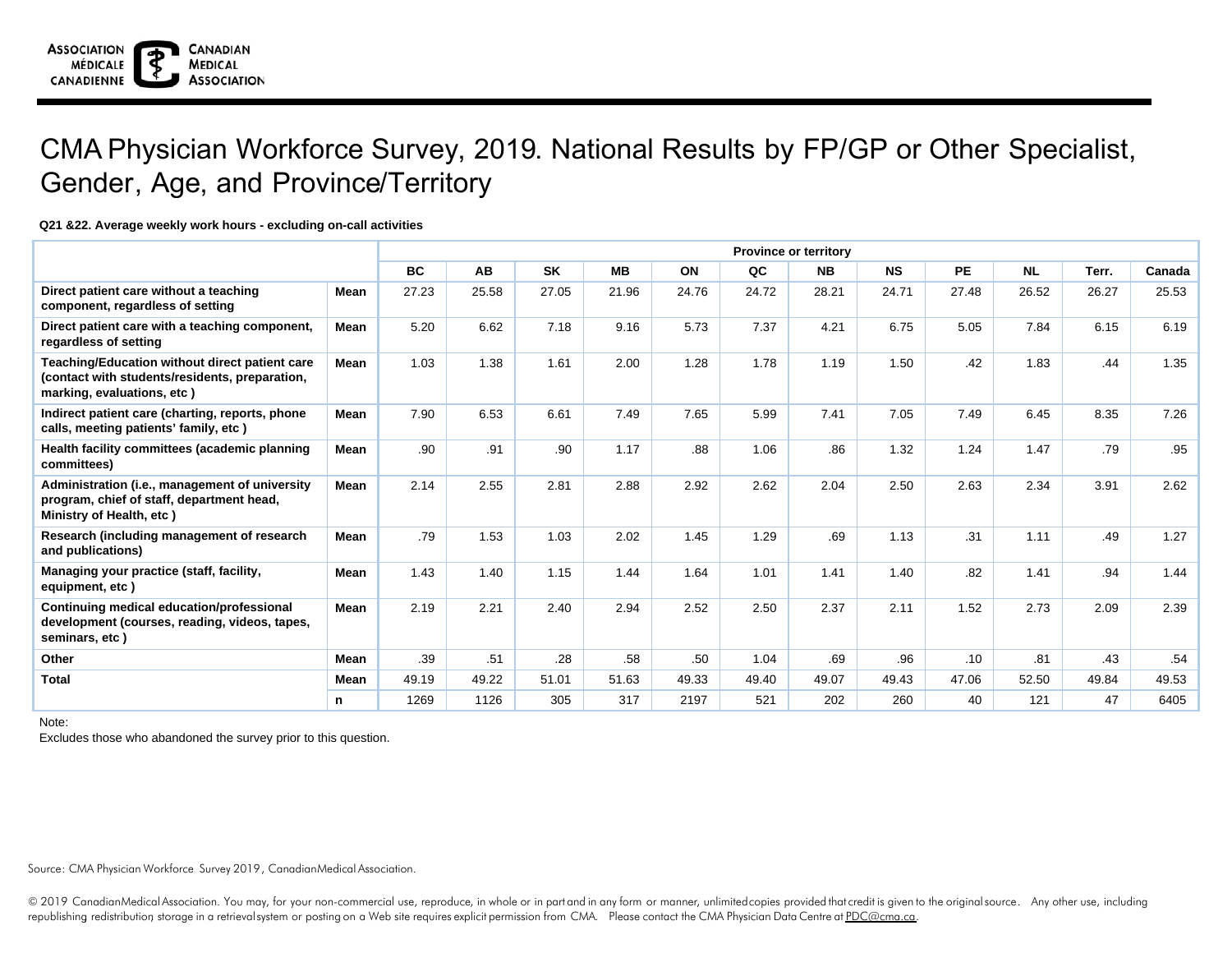# CMA Physician Workforce Survey, 2019. National Results by FP/GP or Other Specialist, Gender, Age, and Province/Territory

**Q21 &22. Average weekly work hours - excluding on-call activities**

| | | Province or territory | | | | | | | | | | | |
|---|---|---|---|---|---|---|---|---|---|---|---|---|---|
| | | **BC** | **AB** | **SK** | **MB** | **ON** | **QC** | **NB** | **NS** | **PE** | **NL** | **Terr.** | **Canada** |
| **Direct patient care without a teaching component, regardless of setting** | **Mean** | 27.23 | 25.58 | 27.05 | 21.96 | 24.76 | 24.72 | 28.21 | 24.71 | 27.48 | 26.52 | 26.27 | 25.53 |
| **Direct patient care with a teaching component, regardless of setting** | **Mean** | 5.20 | 6.62 | 7.18 | 9.16 | 5.73 | 7.37 | 4.21 | 6.75 | 5.05 | 7.84 | 6.15 | 6.19 |
| **Teaching/Education without direct patient care (contact with students/residents, preparation, marking, evaluations, etc )** | **Mean** | 1.03 | 1.38 | 1.61 | 2.00 | 1.28 | 1.78 | 1.19 | 1.50 | .42 | 1.83 | .44 | 1.35 |
| **Indirect patient care (charting, reports, phone calls, meeting patients' family, etc )** | **Mean** | 7.90 | 6.53 | 6.61 | 7.49 | 7.65 | 5.99 | 7.41 | 7.05 | 7.49 | 6.45 | 8.35 | 7.26 |
| **Health facility committees (academic planning committees)** | **Mean** | .90 | .91 | .90 | 1.17 | .88 | 1.06 | .86 | 1.32 | 1.24 | 1.47 | .79 | .95 |
| **Administration (i.e., management of university program, chief of staff, department head, Ministry of Health, etc )** | **Mean** | 2.14 | 2.55 | 2.81 | 2.88 | 2.92 | 2.62 | 2.04 | 2.50 | 2.63 | 2.34 | 3.91 | 2.62 |
| **Research (including management of research and publications)** | **Mean** | .79 | 1.53 | 1.03 | 2.02 | 1.45 | 1.29 | .69 | 1.13 | .31 | 1.11 | .49 | 1.27 |
| **Managing your practice (staff, facility, equipment, etc )** | **Mean** | 1.43 | 1.40 | 1.15 | 1.44 | 1.64 | 1.01 | 1.41 | 1.40 | .82 | 1.41 | .94 | 1.44 |
| **Continuing medical education/professional development (courses, reading, videos, tapes, seminars, etc )** | **Mean** | 2.19 | 2.21 | 2.40 | 2.94 | 2.52 | 2.50 | 2.37 | 2.11 | 1.52 | 2.73 | 2.09 | 2.39 |
| **Other** | **Mean** | .39 | .51 | .28 | .58 | .50 | 1.04 | .69 | .96 | .10 | .81 | .43 | .54 |
| **Total** | **Mean** | 49.19 | 49.22 | 51.01 | 51.63 | 49.33 | 49.40 | 49.07 | 49.43 | 47.06 | 52.50 | 49.84 | 49.53 |
| | **n** | 1269 | 1126 | 305 | 317 | 2197 | 521 | 202 | 260 | 40 | 121 | 47 | 6405 |

Note:
Excludes those who abandoned the survey prior to this question.

Source: CMA Physician Workforce Survey 2019, Canadian Medical Association.

© 2019 Canadian Medical Association. You may, for your non-commercial use, reproduce, in whole or in part and in any form or manner, unlimited copies provided that credit is given to the original source. Any other use, including republishing redistribution, storage in a retrieval system or posting on a Web site requires explicit permission from CMA. Please contact the CMA Physician Data Centre at PDC@cma.ca.